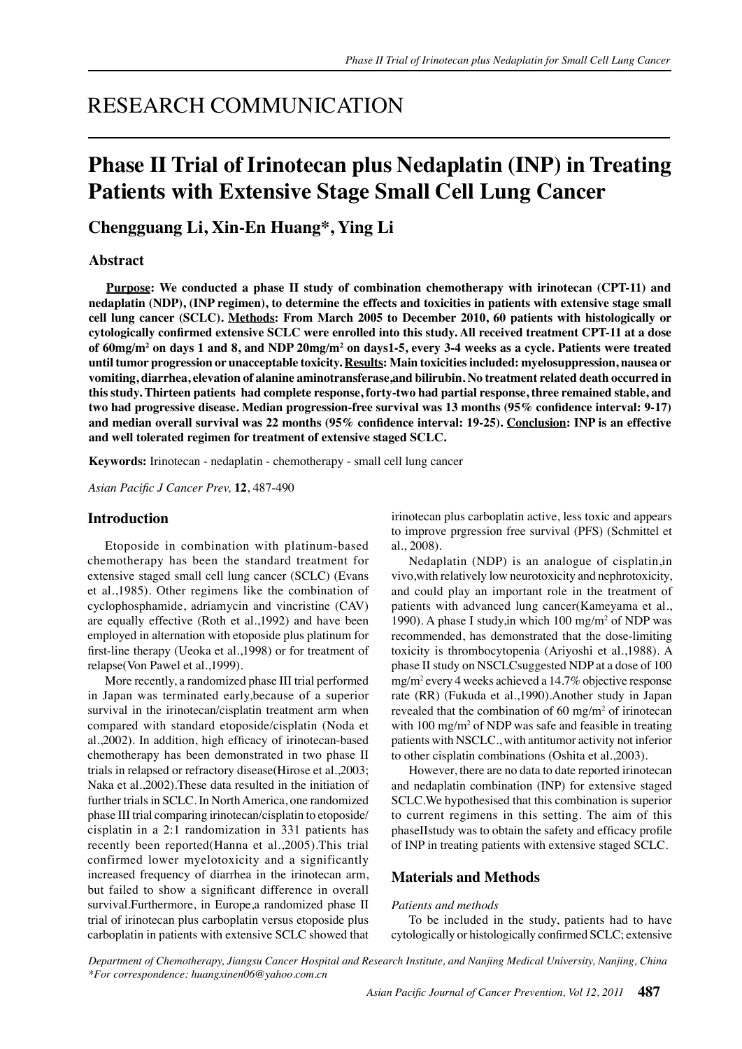# RESEARCH COMMUNICATION

# Phase II Trial of Irinotecan plus Nedaplatin (INP) in Treating Patients with Extensive Stage Small Cell Lung Cancer

**Chengguang Li, Xin-En Huang\*, Ying Li**

## Abstract

**Purpose: We conducted a phase II study of combination chemotherapy with irinotecan (CPT-11) and nedaplatin (NDP), (INP regimen), to determine the effects and toxicities in patients with extensive stage small cell lung cancer (SCLC). Methods: From March 2005 to December 2010, 60 patients with histologically or cytologically confirmed extensive SCLC were enrolled into this study. All received treatment CPT-11 at a dose of 60mg/m$^2$ on days 1 and 8, and NDP 20mg/m$^2$ on days1-5, every 3-4 weeks as a cycle. Patients were treated until tumor progression or unacceptable toxicity. Results: Main toxicities included: myelosuppression, nausea or vomiting, diarrhea, elevation of alanine aminotransferase,and bilirubin. No treatment related death occurred in this study. Thirteen patients had complete response, forty-two had partial response, three remained stable, and two had progressive disease. Median progression-free survival was 13 months (95% confidence interval: 9-17) and median overall survival was 22 months (95% confidence interval: 19-25). Conclusion: INP is an effective and well tolerated regimen for treatment of extensive staged SCLC.**

**Keywords:** Irinotecan - nedaplatin - chemotherapy - small cell lung cancer

## Introduction

Etoposide in combination with platinum-based chemotherapy has been the standard treatment for extensive staged small cell lung cancer (SCLC) (Evans et al.,1985). Other regimens like the combination of cyclophosphamide, adriamycin and vincristine (CAV) are equally effective (Roth et al.,1992) and have been employed in alternation with etoposide plus platinum for first-line therapy (Ueoka et al.,1998) or for treatment of relapse(Von Pawel et al.,1999).

More recently, a randomized phase III trial performed in Japan was terminated early,because of a superior survival in the irinotecan/cisplatin treatment arm when compared with standard etoposide/cisplatin (Noda et al.,2002). In addition, high efficacy of irinotecan-based chemotherapy has been demonstrated in two phase II trials in relapsed or refractory disease(Hirose et al.,2003; Naka et al.,2002).These data resulted in the initiation of further trials in SCLC. In North America, one randomized phase III trial comparing irinotecan/cisplatin to etoposide/cisplatin in a 2:1 randomization in 331 patients has recently been reported(Hanna et al.,2005).This trial confirmed lower myelotoxicity and a significantly increased frequency of diarrhea in the irinotecan arm, but failed to show a significant difference in overall survival.Furthermore, in Europe,a randomized phase II trial of irinotecan plus carboplatin versus etoposide plus carboplatin in patients with extensive SCLC showed that irinotecan plus carboplatin active, less toxic and appears to improve prgression free survival (PFS) (Schmittel et al., 2008).

Nedaplatin (NDP) is an analogue of cisplatin,in vivo,with relatively low neurotoxicity and nephrotoxicity, and could play an important role in the treatment of patients with advanced lung cancer(Kameyama et al., 1990). A phase I study,in which 100 mg/m$^2$ of NDP was recommended, has demonstrated that the dose-limiting toxicity is thrombocytopenia (Ariyoshi et al.,1988). A phase II study on NSCLCsuggested NDP at a dose of 100 mg/m$^2$ every 4 weeks achieved a 14.7% objective response rate (RR) (Fukuda et al.,1990).Another study in Japan revealed that the combination of 60 mg/m$^2$ of irinotecan with 100 mg/m$^2$ of NDP was safe and feasible in treating patients with NSCLC., with antitumor activity not inferior to other cisplatin combinations (Oshita et al.,2003).

However, there are no data to date reported irinotecan and nedaplatin combination (INP) for extensive staged SCLC.We hypothesised that this combination is superior to current regimens in this setting. The aim of this phaseIIstudy was to obtain the safety and efficacy profile of INP in treating patients with extensive staged SCLC.

## Materials and Methods

*Patients and methods*

To be included in the study, patients had to have cytologically or histologically confirmed SCLC; extensive

*Department of Chemotherapy, Jiangsu Cancer Hospital and Research Institute, and Nanjing Medical University, Nanjing, China*
*\*For correspondence: huangxinen06@yahoo.com.cn*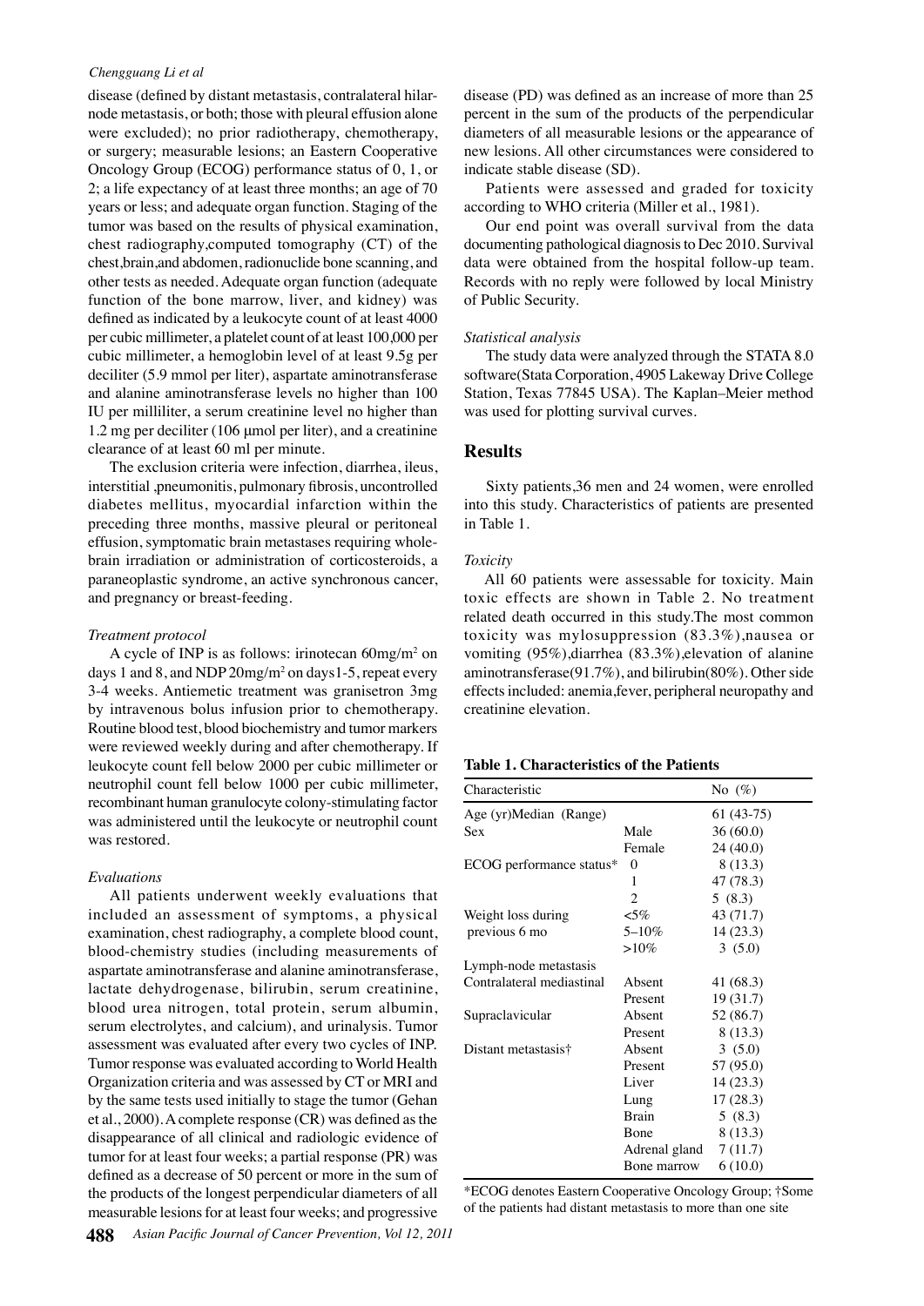disease (defined by distant metastasis, contralateral hilar-node metastasis, or both; those with pleural effusion alone were excluded); no prior radiotherapy, chemotherapy, or surgery; measurable lesions; an Eastern Cooperative Oncology Group (ECOG) performance status of 0, 1, or 2; a life expectancy of at least three months; an age of 70 years or less; and adequate organ function. Staging of the tumor was based on the results of physical examination, chest radiography,computed tomography (CT) of the chest,brain,and abdomen, radionuclide bone scanning, and other tests as needed. Adequate organ function (adequate function of the bone marrow, liver, and kidney) was defined as indicated by a leukocyte count of at least 4000 per cubic millimeter, a platelet count of at least 100,000 per cubic millimeter, a hemoglobin level of at least 9.5g per deciliter (5.9 mmol per liter), aspartate aminotransferase and alanine aminotransferase levels no higher than 100 IU per milliliter, a serum creatinine level no higher than 1.2 mg per deciliter (106 μmol per liter), and a creatinine clearance of at least 60 ml per minute.

The exclusion criteria were infection, diarrhea, ileus, interstitial ,pneumonitis, pulmonary fibrosis, uncontrolled diabetes mellitus, myocardial infarction within the preceding three months, massive pleural or peritoneal effusion, symptomatic brain metastases requiring whole-brain irradiation or administration of corticosteroids, a paraneoplastic syndrome, an active synchronous cancer, and pregnancy or breast-feeding.

*Treatment protocol*

A cycle of INP is as follows: irinotecan 60mg/m$^2$ on days 1 and 8, and NDP 20mg/m$^2$ on days1-5, repeat every 3-4 weeks. Antiemetic treatment was granisetron 3mg by intravenous bolus infusion prior to chemotherapy. Routine blood test, blood biochemistry and tumor markers were reviewed weekly during and after chemotherapy. If leukocyte count fell below 2000 per cubic millimeter or neutrophil count fell below 1000 per cubic millimeter, recombinant human granulocyte colony-stimulating factor was administered until the leukocyte or neutrophil count was restored.

*Evaluations*

All patients underwent weekly evaluations that included an assessment of symptoms, a physical examination, chest radiography, a complete blood count, blood-chemistry studies (including measurements of aspartate aminotransferase and alanine aminotransferase, lactate dehydrogenase, bilirubin, serum creatinine, blood urea nitrogen, total protein, serum albumin, serum electrolytes, and calcium), and urinalysis. Tumor assessment was evaluated after every two cycles of INP. Tumor response was evaluated according to World Health Organization criteria and was assessed by CT or MRI and by the same tests used initially to stage the tumor (Gehan et al., 2000). A complete response (CR) was defined as the disappearance of all clinical and radiologic evidence of tumor for at least four weeks; a partial response (PR) was defined as a decrease of 50 percent or more in the sum of the products of the longest perpendicular diameters of all measurable lesions for at least four weeks; and progressive disease (PD) was defined as an increase of more than 25 percent in the sum of the products of the perpendicular diameters of all measurable lesions or the appearance of new lesions. All other circumstances were considered to indicate stable disease (SD).

Patients were assessed and graded for toxicity according to WHO criteria (Miller et al., 1981).

Our end point was overall survival from the data documenting pathological diagnosis to Dec 2010. Survival data were obtained from the hospital follow-up team. Records with no reply were followed by local Ministry of Public Security.

*Statistical analysis*

The study data were analyzed through the STATA 8.0 software(Stata Corporation, 4905 Lakeway Drive College Station, Texas 77845 USA). The Kaplan–Meier method was used for plotting survival curves.

## Results

Sixty patients,36 men and 24 women, were enrolled into this study. Characteristics of patients are presented in Table 1.

*Toxicity*

All 60 patients were assessable for toxicity. Main toxic effects are shown in Table 2. No treatment related death occurred in this study.The most common toxicity was mylosuppression (83.3%),nausea or vomiting (95%),diarrhea (83.3%),elevation of alanine aminotransferase(91.7%), and bilirubin(80%). Other side effects included: anemia,fever, peripheral neuropathy and creatinine elevation.

**Table 1. Characteristics of the Patients**

| Characteristic | | No (%) |
|---|---|---|
| Age (yr)Median (Range) | | 61 (43-75) |
| Sex | Male | 36 (60.0) |
| | Female | 24 (40.0) |
| ECOG performance status* | 0 | 8 (13.3) |
| | 1 | 47 (78.3) |
| | 2 | 5 (8.3) |
| Weight loss during previous 6 mo | <5% | 43 (71.7) |
| | 5–10% | 14 (23.3) |
| | >10% | 3 (5.0) |
| Lymph-node metastasis | | |
| Contralateral mediastinal | Absent | 41 (68.3) |
| | Present | 19 (31.7) |
| Supraclavicular | Absent | 52 (86.7) |
| | Present | 8 (13.3) |
| Distant metastasis† | Absent | 3 (5.0) |
| | Present | 57 (95.0) |
| | Liver | 14 (23.3) |
| | Lung | 17 (28.3) |
| | Brain | 5 (8.3) |
| | Bone | 8 (13.3) |
| | Adrenal gland | 7 (11.7) |
| | Bone marrow | 6 (10.0) |

*ECOG denotes Eastern Cooperative Oncology Group; †Some of the patients had distant metastasis to more than one site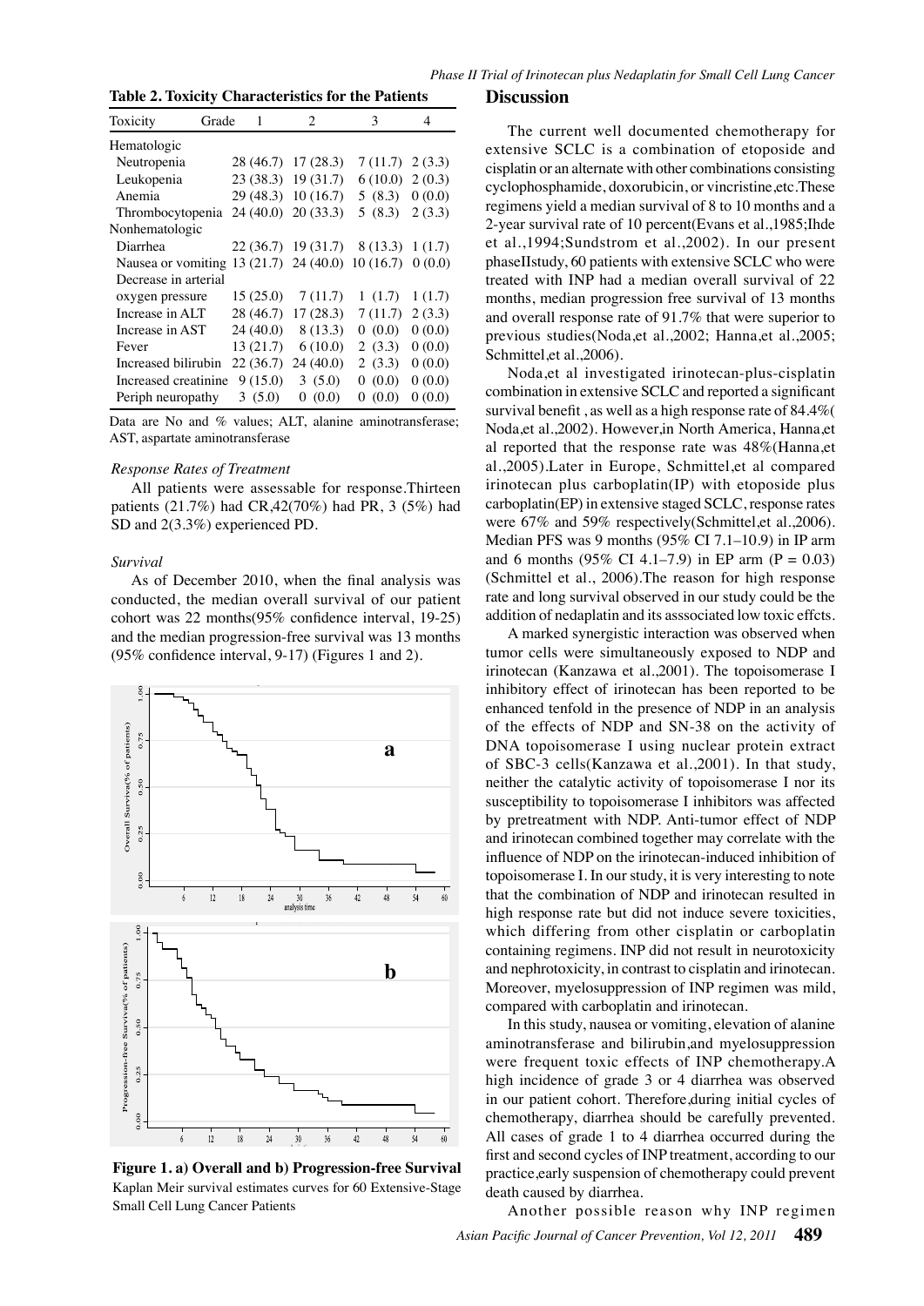**Table 2. Toxicity Characteristics for the Patients**

| Toxicity | Grade 1 | 2 | 3 | 4 |
|---|---|---|---|---|
| Hematologic | | | | |
| Neutropenia | 28 (46.7) | 17 (28.3) | 7 (11.7) | 2 (3.3) |
| Leukopenia | 23 (38.3) | 19 (31.7) | 6 (10.0) | 2 (0.3) |
| Anemia | 29 (48.3) | 10 (16.7) | 5 (8.3) | 0 (0.0) |
| Thrombocytopenia | 24 (40.0) | 20 (33.3) | 5 (8.3) | 2 (3.3) |
| Nonhematologic | | | | |
| Diarrhea | 22 (36.7) | 19 (31.7) | 8 (13.3) | 1 (1.7) |
| Nausea or vomiting | 13 (21.7) | 24 (40.0) | 10 (16.7) | 0 (0.0) |
| Decrease in arterial oxygen pressure | 15 (25.0) | 7 (11.7) | 1 (1.7) | 1 (1.7) |
| Increase in ALT | 28 (46.7) | 17 (28.3) | 7 (11.7) | 2 (3.3) |
| Increase in AST | 24 (40.0) | 8 (13.3) | 0 (0.0) | 0 (0.0) |
| Fever | 13 (21.7) | 6 (10.0) | 2 (3.3) | 0 (0.0) |
| Increased bilirubin | 22 (36.7) | 24 (40.0) | 2 (3.3) | 0 (0.0) |
| Increased creatinine | 9 (15.0) | 3 (5.0) | 0 (0.0) | 0 (0.0) |
| Periph neuropathy | 3 (5.0) | 0 (0.0) | 0 (0.0) | 0 (0.0) |

Data are No and % values; ALT, alanine aminotransferase; AST, aspartate aminotransferase

### *Response Rates of Treatment*

All patients were assessable for response.Thirteen patients (21.7%) had CR,42(70%) had PR, 3 (5%) had SD and 2(3.3%) experienced PD.

### *Survival*

As of December 2010, when the final analysis was conducted, the median overall survival of our patient cohort was 22 months(95% confidence interval, 19-25) and the median progression-free survival was 13 months (95% confidence interval, 9-17) (Figures 1 and 2).

**Figure 1. a) Overall and b) Progression-free Survival** Kaplan Meir survival estimates curves for 60 Extensive-Stage Small Cell Lung Cancer Patients

## Discussion

The current well documented chemotherapy for extensive SCLC is a combination of etoposide and cisplatin or an alternate with other combinations consisting cyclophosphamide, doxorubicin, or vincristine,etc.These regimens yield a median survival of 8 to 10 months and a 2-year survival rate of 10 percent(Evans et al.,1985;Ihde et al.,1994;Sundstrom et al.,2002). In our present phaseIIstudy, 60 patients with extensive SCLC who were treated with INP had a median overall survival of 22 months, median progression free survival of 13 months and overall response rate of 91.7% that were superior to previous studies(Noda,et al.,2002; Hanna,et al.,2005; Schmittel,et al.,2006).

Noda,et al investigated irinotecan-plus-cisplatin combination in extensive SCLC and reported a significant survival benefit , as well as a high response rate of 84.4%( Noda,et al.,2002). However,in North America, Hanna,et al reported that the response rate was 48%(Hanna,et al.,2005).Later in Europe, Schmittel,et al compared irinotecan plus carboplatin(IP) with etoposide plus carboplatin(EP) in extensive staged SCLC, response rates were 67% and 59% respectively(Schmittel,et al.,2006). Median PFS was 9 months (95% CI 7.1–10.9) in IP arm and 6 months (95% CI 4.1–7.9) in EP arm (P = 0.03) (Schmittel et al., 2006).The reason for high response rate and long survival observed in our study could be the addition of nedaplatin and its asssociated low toxic effcts.

A marked synergistic interaction was observed when tumor cells were simultaneously exposed to NDP and irinotecan (Kanzawa et al.,2001). The topoisomerase I inhibitory effect of irinotecan has been reported to be enhanced tenfold in the presence of NDP in an analysis of the effects of NDP and SN-38 on the activity of DNA topoisomerase I using nuclear protein extract of SBC-3 cells(Kanzawa et al.,2001). In that study, neither the catalytic activity of topoisomerase I nor its susceptibility to topoisomerase I inhibitors was affected by pretreatment with NDP. Anti-tumor effect of NDP and irinotecan combined together may correlate with the influence of NDP on the irinotecan-induced inhibition of topoisomerase I. In our study, it is very interesting to note that the combination of NDP and irinotecan resulted in high response rate but did not induce severe toxicities, which differing from other cisplatin or carboplatin containing regimens. INP did not result in neurotoxicity and nephrotoxicity, in contrast to cisplatin and irinotecan. Moreover, myelosuppression of INP regimen was mild, compared with carboplatin and irinotecan.

In this study, nausea or vomiting, elevation of alanine aminotransferase and bilirubin,and myelosuppression were frequent toxic effects of INP chemotherapy.A high incidence of grade 3 or 4 diarrhea was observed in our patient cohort. Therefore,during initial cycles of chemotherapy, diarrhea should be carefully prevented. All cases of grade 1 to 4 diarrhea occurred during the first and second cycles of INP treatment, according to our practice,early suspension of chemotherapy could prevent death caused by diarrhea.

Another possible reason why INP regimen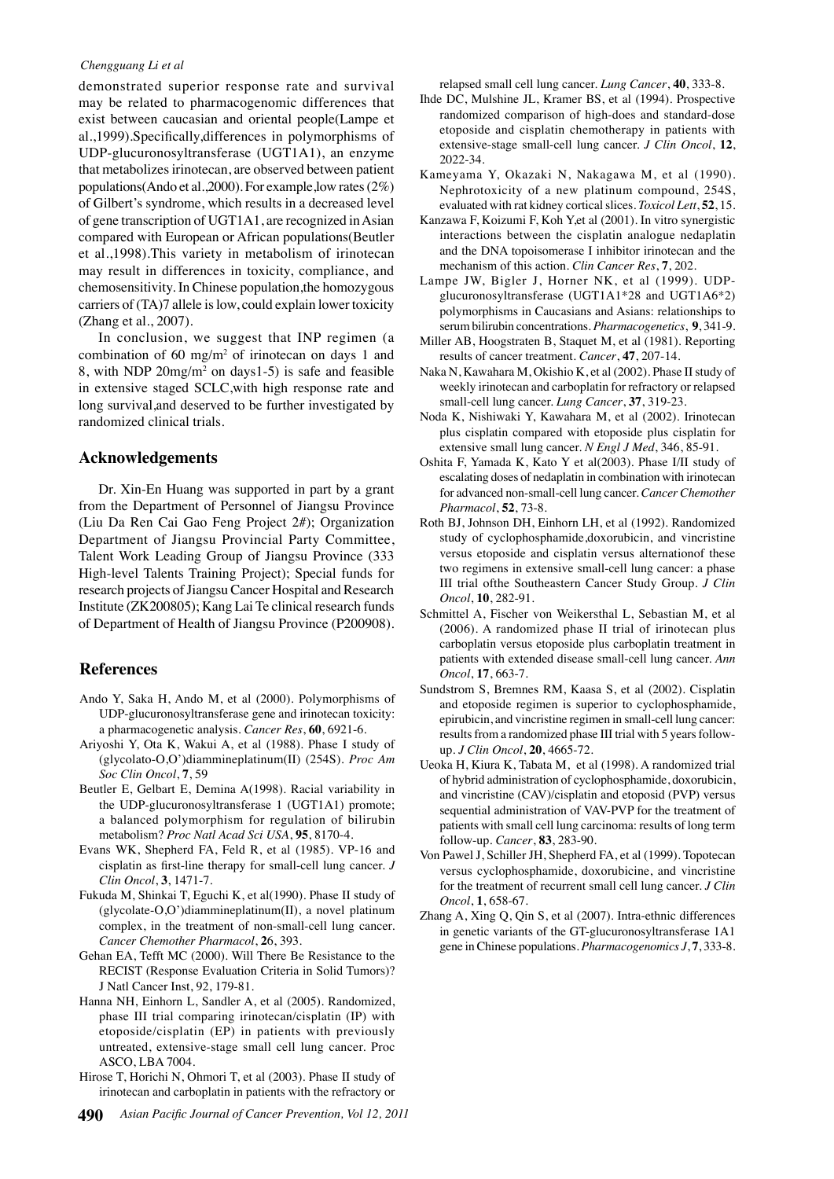demonstrated superior response rate and survival may be related to pharmacogenomic differences that exist between caucasian and oriental people(Lampe et al.,1999).Specifically,differences in polymorphisms of UDP-glucuronosyltransferase (UGT1A1), an enzyme that metabolizes irinotecan, are observed between patient populations(Ando et al.,2000). For example,low rates (2%) of Gilbert's syndrome, which results in a decreased level of gene transcription of UGT1A1, are recognized in Asian compared with European or African populations(Beutler et al.,1998).This variety in metabolism of irinotecan may result in differences in toxicity, compliance, and chemosensitivity. In Chinese population,the homozygous carriers of (TA)7 allele is low, could explain lower toxicity (Zhang et al., 2007).

In conclusion, we suggest that INP regimen (a combination of 60 mg/m$^2$ of irinotecan on days 1 and 8, with NDP 20mg/m$^2$ on days1-5) is safe and feasible in extensive staged SCLC,with high response rate and long survival,and deserved to be further investigated by randomized clinical trials.

## Acknowledgements

Dr. Xin-En Huang was supported in part by a grant from the Department of Personnel of Jiangsu Province (Liu Da Ren Cai Gao Feng Project 2#); Organization Department of Jiangsu Provincial Party Committee, Talent Work Leading Group of Jiangsu Province (333 High-level Talents Training Project); Special funds for research projects of Jiangsu Cancer Hospital and Research Institute (ZK200805); Kang Lai Te clinical research funds of Department of Health of Jiangsu Province (P200908).

## References

Ando Y, Saka H, Ando M, et al (2000). Polymorphisms of UDP-glucuronosyltransferase gene and irinotecan toxicity: a pharmacogenetic analysis. *Cancer Res*, **60**, 6921-6.

Ariyoshi Y, Ota K, Wakui A, et al (1988). Phase I study of (glycolato-O,O')diammineplatinum(II) (254S). *Proc Am Soc Clin Oncol*, **7**, 59

Beutler E, Gelbart E, Demina A(1998). Racial variability in the UDP-glucuronosyltransferase 1 (UGT1A1) promote; a balanced polymorphism for regulation of bilirubin metabolism? *Proc Natl Acad Sci USA*, **95**, 8170-4.

Evans WK, Shepherd FA, Feld R, et al (1985). VP-16 and cisplatin as first-line therapy for small-cell lung cancer. *J Clin Oncol*, **3**, 1471-7.

Fukuda M, Shinkai T, Eguchi K, et al(1990). Phase II study of (glycolate-O,O')diammineplatinum(II), a novel platinum complex, in the treatment of non-small-cell lung cancer. *Cancer Chemother Pharmacol*, **2**6, 393.

Gehan EA, Tefft MC (2000). Will There Be Resistance to the RECIST (Response Evaluation Criteria in Solid Tumors)? J Natl Cancer Inst, 92, 179-81.

Hanna NH, Einhorn L, Sandler A, et al (2005). Randomized, phase III trial comparing irinotecan/cisplatin (IP) with etoposide/cisplatin (EP) in patients with previously untreated, extensive-stage small cell lung cancer. Proc ASCO, LBA 7004.

Hirose T, Horichi N, Ohmori T, et al (2003). Phase II study of irinotecan and carboplatin in patients with the refractory or relapsed small cell lung cancer. *Lung Cancer*, **40**, 333-8.

Ihde DC, Mulshine JL, Kramer BS, et al (1994). Prospective randomized comparison of high-does and standard-dose etoposide and cisplatin chemotherapy in patients with extensive-stage small-cell lung cancer. *J Clin Oncol*, **12**, 2022-34.

Kameyama Y, Okazaki N, Nakagawa M, et al (1990). Nephrotoxicity of a new platinum compound, 254S, evaluated with rat kidney cortical slices. *Toxicol Lett*, **52**, 15.

Kanzawa F, Koizumi F, Koh Y,et al (2001). In vitro synergistic interactions between the cisplatin analogue nedaplatin and the DNA topoisomerase I inhibitor irinotecan and the mechanism of this action. *Clin Cancer Res*, **7**, 202.

Lampe JW, Bigler J, Horner NK, et al (1999). UDP-glucuronosyltransferase (UGT1A1*28 and UGT1A6*2) polymorphisms in Caucasians and Asians: relationships to serum bilirubin concentrations. *Pharmacogenetics*, **9**, 341-9.

Miller AB, Hoogstraten B, Staquet M, et al (1981). Reporting results of cancer treatment. *Cancer*, **47**, 207-14.

Naka N, Kawahara M, Okishio K, et al (2002). Phase II study of weekly irinotecan and carboplatin for refractory or relapsed small-cell lung cancer. *Lung Cancer*, **37**, 319-23.

Noda K, Nishiwaki Y, Kawahara M, et al (2002). Irinotecan plus cisplatin compared with etoposide plus cisplatin for extensive small cell lung cancer. *N Engl J Med*, 346, 85-91.

Oshita F, Yamada K, Kato Y et al(2003). Phase I/II study of escalating doses of nedaplatin in combination with irinotecan for advanced non-small-cell lung cancer. *Cancer Chemother Pharmacol*, **52**, 73-8.

Roth BJ, Johnson DH, Einhorn LH, et al (1992). Randomized study of cyclophosphamide,doxorubicin, and vincristine versus etoposide and cisplatin versus alternationf these two regimens in extensive small-cell lung cancer: a phase III trial ofthe Southeastern Cancer Study Group. *J Clin Oncol*, **10**, 282-91.

Schmittel A, Fischer von Weikersthal L, Sebastian M, et al (2006). A randomized phase II trial of irinotecan plus carboplatin versus etoposide plus carboplatin treatment in patients with extended disease small-cell lung cancer. *Ann Oncol*, **17**, 663-7.

Sundstrom S, Bremnes RM, Kaasa S, et al (2002). Cisplatin and etoposide regimen is superior to cyclophosphamide, epirubicin, and vincristine regimen in small-cell lung cancer: results from a randomized phase III trial with 5 years follow-up. *J Clin Oncol*, **20**, 4665-72.

Ueoka H, Kiura K, Tabata M, et al (1998). A randomized trial of hybrid administration of cyclophosphamide, doxorubicin, and vincristine (CAV)/cisplatin and etoposid (PVP) versus sequential administration of VAV-PVP for the treatment of patients with small cell lung carcinoma: results of long term follow-up. *Cancer*, **83**, 283-90.

Von Pawel J, Schiller JH, Shepherd FA, et al (1999). Topotecan versus cyclophosphamide, doxorubicine, and vincristine for the treatment of recurrent small cell lung cancer. *J Clin Oncol*, **1**, 658-67.

Zhang A, Xing Q, Qin S, et al (2007). Intra-ethnic differences in genetic variants of the GT-glucuronosyltransferase 1A1 gene in Chinese populations. *Pharmacogenomics J*, **7**, 333-8.